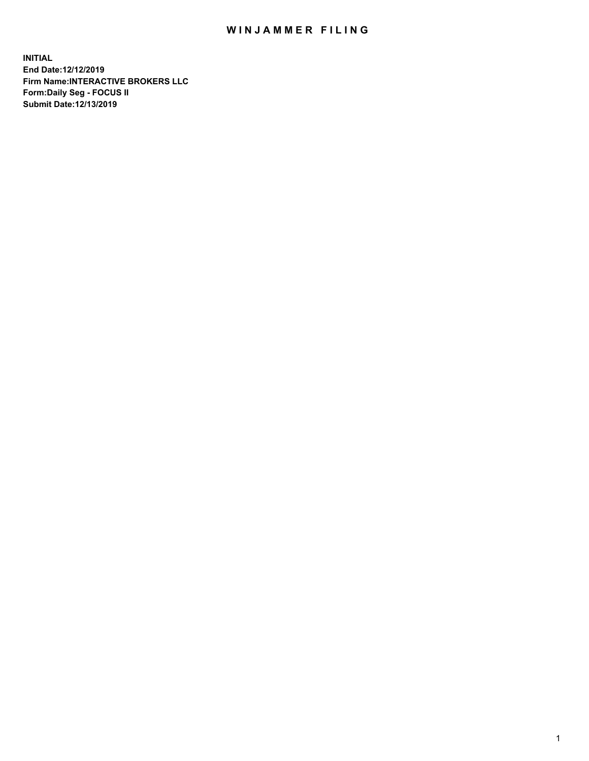# WINJAMMER FILING

**INITIAL**
**End Date:12/12/2019**
**Firm Name:INTERACTIVE BROKERS LLC**
**Form:Daily Seg - FOCUS II**
**Submit Date:12/13/2019**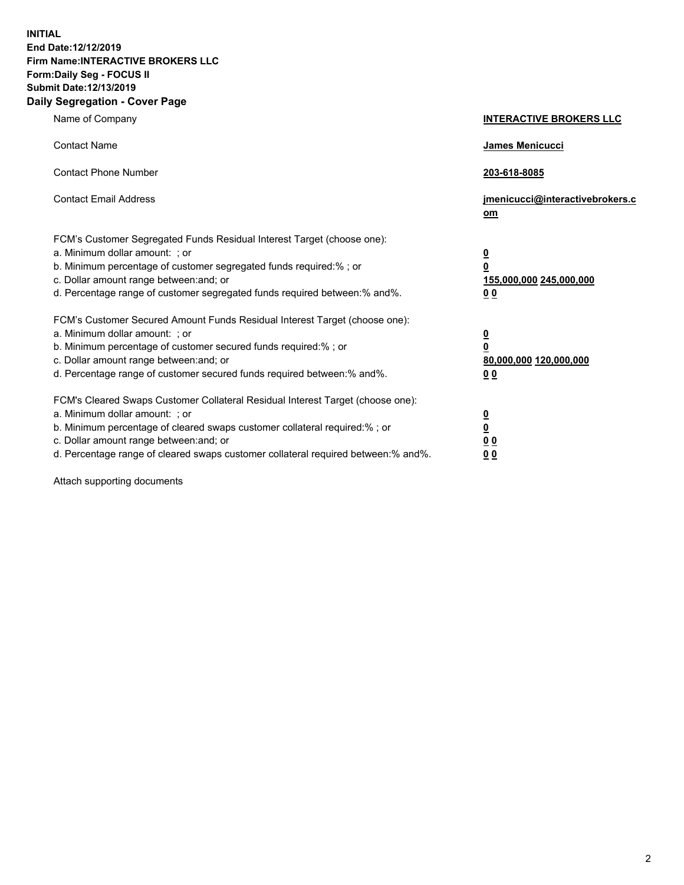**INITIAL**
**End Date:12/12/2019**
**Firm Name:INTERACTIVE BROKERS LLC**
**Form:Daily Seg - FOCUS II**
**Submit Date:12/13/2019**
**Daily Segregation - Cover Page**

| | |
|---|---|
| Name of Company | **INTERACTIVE BROKERS LLC** |
| Contact Name | **James Menicucci** |
| Contact Phone Number | **203-618-8085** |
| Contact Email Address | **jmenicucci@interactivebrokers.com** |
| FCM's Customer Segregated Funds Residual Interest Target (choose one): | |
| a. Minimum dollar amount: ; or | **0** |
| b. Minimum percentage of customer segregated funds required:% ; or | **0** |
| c. Dollar amount range between:and; or | **155,000,000 245,000,000** |
| d. Percentage range of customer segregated funds required between:% and%. | **0 0** |
| FCM's Customer Secured Amount Funds Residual Interest Target (choose one): | |
| a. Minimum dollar amount: ; or | **0** |
| b. Minimum percentage of customer secured funds required:% ; or | **0** |
| c. Dollar amount range between:and; or | **80,000,000 120,000,000** |
| d. Percentage range of customer secured funds required between:% and%. | **0 0** |
| FCM's Cleared Swaps Customer Collateral Residual Interest Target (choose one): | |
| a. Minimum dollar amount: ; or | **0** |
| b. Minimum percentage of cleared swaps customer collateral required:% ; or | **0** |
| c. Dollar amount range between:and; or | **0 0** |
| d. Percentage range of cleared swaps customer collateral required between:% and%. | **0 0** |

Attach supporting documents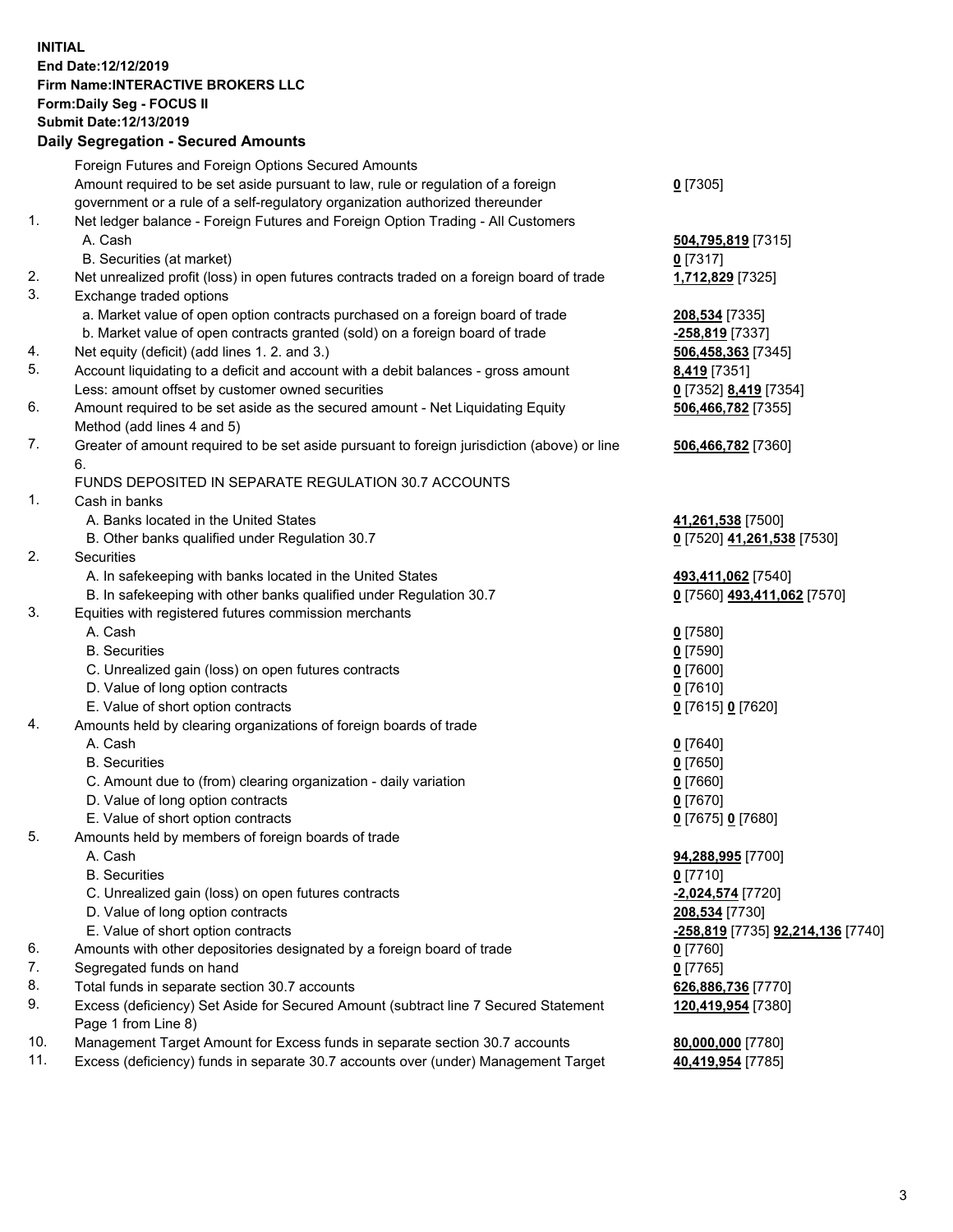**INITIAL**
**End Date:12/12/2019**
**Firm Name:INTERACTIVE BROKERS LLC**
**Form:Daily Seg - FOCUS II**
**Submit Date:12/13/2019**

**Daily Segregation - Secured Amounts**

| | | |
|---|---|---|
| | Foreign Futures and Foreign Options Secured Amounts | |
| | Amount required to be set aside pursuant to law, rule or regulation of a foreign government or a rule of a self-regulatory organization authorized thereunder | **0** [7305] |
| 1. | Net ledger balance - Foreign Futures and Foreign Option Trading - All Customers | |
| | A. Cash | **504,795,819** [7315] |
| | B. Securities (at market) | **0** [7317] |
| 2. | Net unrealized profit (loss) in open futures contracts traded on a foreign board of trade | **1,712,829** [7325] |
| 3. | Exchange traded options | |
| | a. Market value of open option contracts purchased on a foreign board of trade | **208,534** [7335] |
| | b. Market value of open contracts granted (sold) on a foreign board of trade | **-258,819** [7337] |
| 4. | Net equity (deficit) (add lines 1. 2. and 3.) | **506,458,363** [7345] |
| 5. | Account liquidating to a deficit and account with a debit balances - gross amount | **8,419** [7351] |
| | Less: amount offset by customer owned securities | **0** [7352] **8,419** [7354] |
| 6. | Amount required to be set aside as the secured amount - Net Liquidating Equity Method (add lines 4 and 5) | **506,466,782** [7355] |
| 7. | Greater of amount required to be set aside pursuant to foreign jurisdiction (above) or line 6. | **506,466,782** [7360] |
| | FUNDS DEPOSITED IN SEPARATE REGULATION 30.7 ACCOUNTS | |
| 1. | Cash in banks | |
| | A. Banks located in the United States | **41,261,538** [7500] |
| | B. Other banks qualified under Regulation 30.7 | **0** [7520] **41,261,538** [7530] |
| 2. | Securities | |
| | A. In safekeeping with banks located in the United States | **493,411,062** [7540] |
| | B. In safekeeping with other banks qualified under Regulation 30.7 | **0** [7560] **493,411,062** [7570] |
| 3. | Equities with registered futures commission merchants | |
| | A. Cash | **0** [7580] |
| | B. Securities | **0** [7590] |
| | C. Unrealized gain (loss) on open futures contracts | **0** [7600] |
| | D. Value of long option contracts | **0** [7610] |
| | E. Value of short option contracts | **0** [7615] **0** [7620] |
| 4. | Amounts held by clearing organizations of foreign boards of trade | |
| | A. Cash | **0** [7640] |
| | B. Securities | **0** [7650] |
| | C. Amount due to (from) clearing organization - daily variation | **0** [7660] |
| | D. Value of long option contracts | **0** [7670] |
| | E. Value of short option contracts | **0** [7675] **0** [7680] |
| 5. | Amounts held by members of foreign boards of trade | |
| | A. Cash | **94,288,995** [7700] |
| | B. Securities | **0** [7710] |
| | C. Unrealized gain (loss) on open futures contracts | **-2,024,574** [7720] |
| | D. Value of long option contracts | **208,534** [7730] |
| | E. Value of short option contracts | **-258,819** [7735] **92,214,136** [7740] |
| 6. | Amounts with other depositories designated by a foreign board of trade | **0** [7760] |
| 7. | Segregated funds on hand | **0** [7765] |
| 8. | Total funds in separate section 30.7 accounts | **626,886,736** [7770] |
| 9. | Excess (deficiency) Set Aside for Secured Amount (subtract line 7 Secured Statement Page 1 from Line 8) | **120,419,954** [7380] |
| 10. | Management Target Amount for Excess funds in separate section 30.7 accounts | **80,000,000** [7780] |
| 11. | Excess (deficiency) funds in separate 30.7 accounts over (under) Management Target | **40,419,954** [7785] |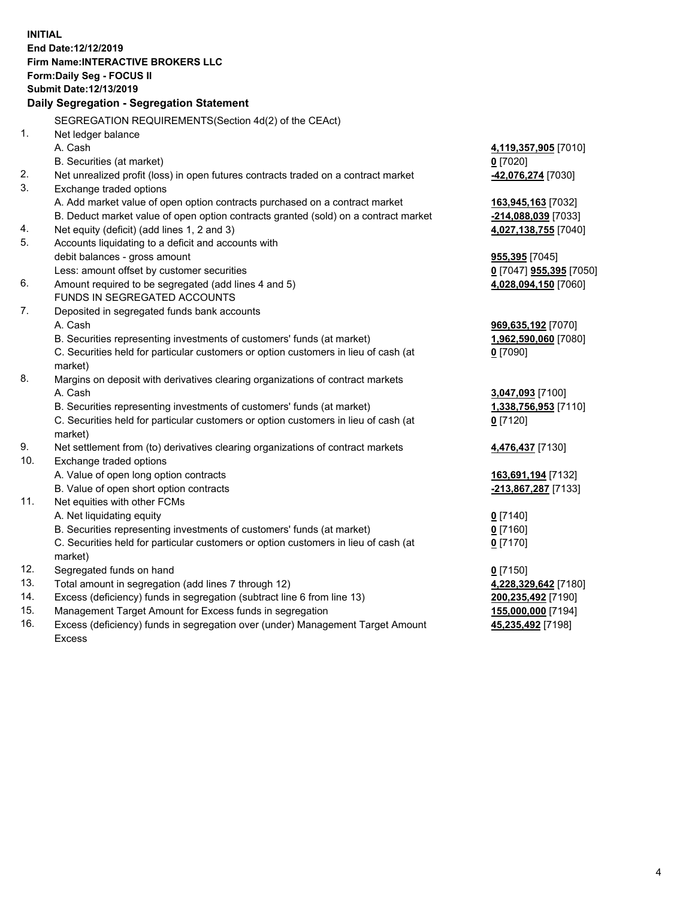**INITIAL**
**End Date:12/12/2019**
**Firm Name:INTERACTIVE BROKERS LLC**
**Form:Daily Seg - FOCUS II**
**Submit Date:12/13/2019**

**Daily Segregation - Segregation Statement**

| | | |
|---|---|---|
| | SEGREGATION REQUIREMENTS(Section 4d(2) of the CEAct) | |
| 1. | Net ledger balance | |
| | A. Cash | **4,119,357,905** [7010] |
| | B. Securities (at market) | **0** [7020] |
| 2. | Net unrealized profit (loss) in open futures contracts traded on a contract market | **-42,076,274** [7030] |
| 3. | Exchange traded options | |
| | A. Add market value of open option contracts purchased on a contract market | **163,945,163** [7032] |
| | B. Deduct market value of open option contracts granted (sold) on a contract market | **-214,088,039** [7033] |
| 4. | Net equity (deficit) (add lines 1, 2 and 3) | **4,027,138,755** [7040] |
| 5. | Accounts liquidating to a deficit and accounts with debit balances - gross amount | **955,395** [7045] |
| | Less: amount offset by customer securities | **0** [7047] **955,395** [7050] |
| 6. | Amount required to be segregated (add lines 4 and 5) | **4,028,094,150** [7060] |
| | FUNDS IN SEGREGATED ACCOUNTS | |
| 7. | Deposited in segregated funds bank accounts | |
| | A. Cash | **969,635,192** [7070] |
| | B. Securities representing investments of customers' funds (at market) | **1,962,590,060** [7080] |
| | C. Securities held for particular customers or option customers in lieu of cash (at market) | **0** [7090] |
| 8. | Margins on deposit with derivatives clearing organizations of contract markets | |
| | A. Cash | **3,047,093** [7100] |
| | B. Securities representing investments of customers' funds (at market) | **1,338,756,953** [7110] |
| | C. Securities held for particular customers or option customers in lieu of cash (at market) | **0** [7120] |
| 9. | Net settlement from (to) derivatives clearing organizations of contract markets | **4,476,437** [7130] |
| 10. | Exchange traded options | |
| | A. Value of open long option contracts | **163,691,194** [7132] |
| | B. Value of open short option contracts | **-213,867,287** [7133] |
| 11. | Net equities with other FCMs | |
| | A. Net liquidating equity | **0** [7140] |
| | B. Securities representing investments of customers' funds (at market) | **0** [7160] |
| | C. Securities held for particular customers or option customers in lieu of cash (at market) | **0** [7170] |
| 12. | Segregated funds on hand | **0** [7150] |
| 13. | Total amount in segregation (add lines 7 through 12) | **4,228,329,642** [7180] |
| 14. | Excess (deficiency) funds in segregation (subtract line 6 from line 13) | **200,235,492** [7190] |
| 15. | Management Target Amount for Excess funds in segregation | **155,000,000** [7194] |
| 16. | Excess (deficiency) funds in segregation over (under) Management Target Amount Excess | **45,235,492** [7198] |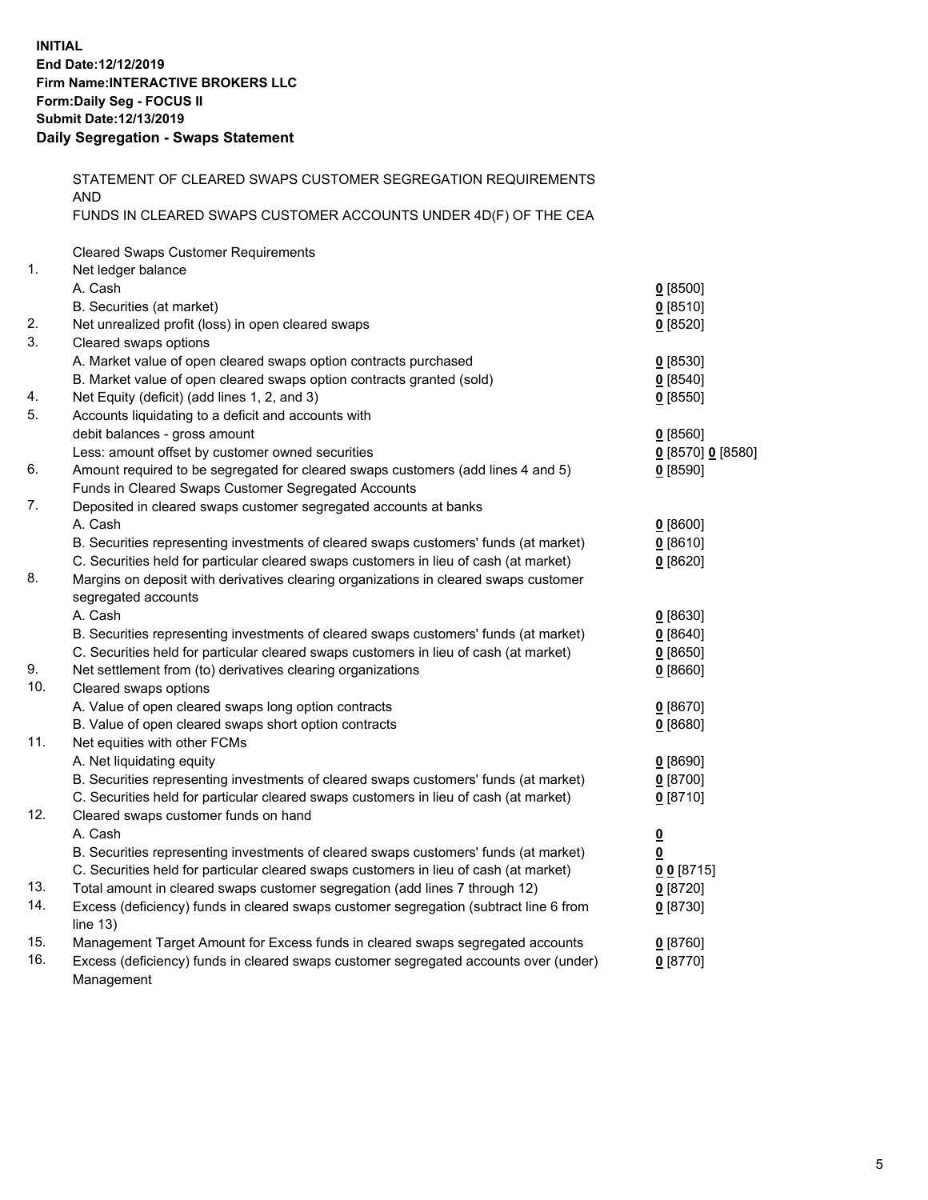**INITIAL**
**End Date:12/12/2019**
**Firm Name:INTERACTIVE BROKERS LLC**
**Form:Daily Seg - FOCUS II**
**Submit Date:12/13/2019**
**Daily Segregation - Swaps Statement**

STATEMENT OF CLEARED SWAPS CUSTOMER SEGREGATION REQUIREMENTS AND FUNDS IN CLEARED SWAPS CUSTOMER ACCOUNTS UNDER 4D(F) OF THE CEA

| | | |
|---|---|---|
| | Cleared Swaps Customer Requirements | |
| 1. | Net ledger balance | |
| | A. Cash | 0 [8500] |
| | B. Securities (at market) | 0 [8510] |
| 2. | Net unrealized profit (loss) in open cleared swaps | 0 [8520] |
| 3. | Cleared swaps options | |
| | A. Market value of open cleared swaps option contracts purchased | 0 [8530] |
| | B. Market value of open cleared swaps option contracts granted (sold) | 0 [8540] |
| 4. | Net Equity (deficit) (add lines 1, 2, and 3) | 0 [8550] |
| 5. | Accounts liquidating to a deficit and accounts with debit balances - gross amount | 0 [8560] |
| | Less: amount offset by customer owned securities | 0 [8570] 0 [8580] |
| 6. | Amount required to be segregated for cleared swaps customers (add lines 4 and 5) | 0 [8590] |
| | Funds in Cleared Swaps Customer Segregated Accounts | |
| 7. | Deposited in cleared swaps customer segregated accounts at banks | |
| | A. Cash | 0 [8600] |
| | B. Securities representing investments of cleared swaps customers' funds (at market) | 0 [8610] |
| | C. Securities held for particular cleared swaps customers in lieu of cash (at market) | 0 [8620] |
| 8. | Margins on deposit with derivatives clearing organizations in cleared swaps customer segregated accounts | |
| | A. Cash | 0 [8630] |
| | B. Securities representing investments of cleared swaps customers' funds (at market) | 0 [8640] |
| | C. Securities held for particular cleared swaps customers in lieu of cash (at market) | 0 [8650] |
| 9. | Net settlement from (to) derivatives clearing organizations | 0 [8660] |
| 10. | Cleared swaps options | |
| | A. Value of open cleared swaps long option contracts | 0 [8670] |
| | B. Value of open cleared swaps short option contracts | 0 [8680] |
| 11. | Net equities with other FCMs | |
| | A. Net liquidating equity | 0 [8690] |
| | B. Securities representing investments of cleared swaps customers' funds (at market) | 0 [8700] |
| | C. Securities held for particular cleared swaps customers in lieu of cash (at market) | 0 [8710] |
| 12. | Cleared swaps customer funds on hand | |
| | A. Cash | 0 |
| | B. Securities representing investments of cleared swaps customers' funds (at market) | 0 |
| | C. Securities held for particular cleared swaps customers in lieu of cash (at market) | 0 0 [8715] |
| 13. | Total amount in cleared swaps customer segregation (add lines 7 through 12) | 0 [8720] |
| 14. | Excess (deficiency) funds in cleared swaps customer segregation (subtract line 6 from line 13) | 0 [8730] |
| 15. | Management Target Amount for Excess funds in cleared swaps segregated accounts | 0 [8760] |
| 16. | Excess (deficiency) funds in cleared swaps customer segregated accounts over (under) Management | 0 [8770] |